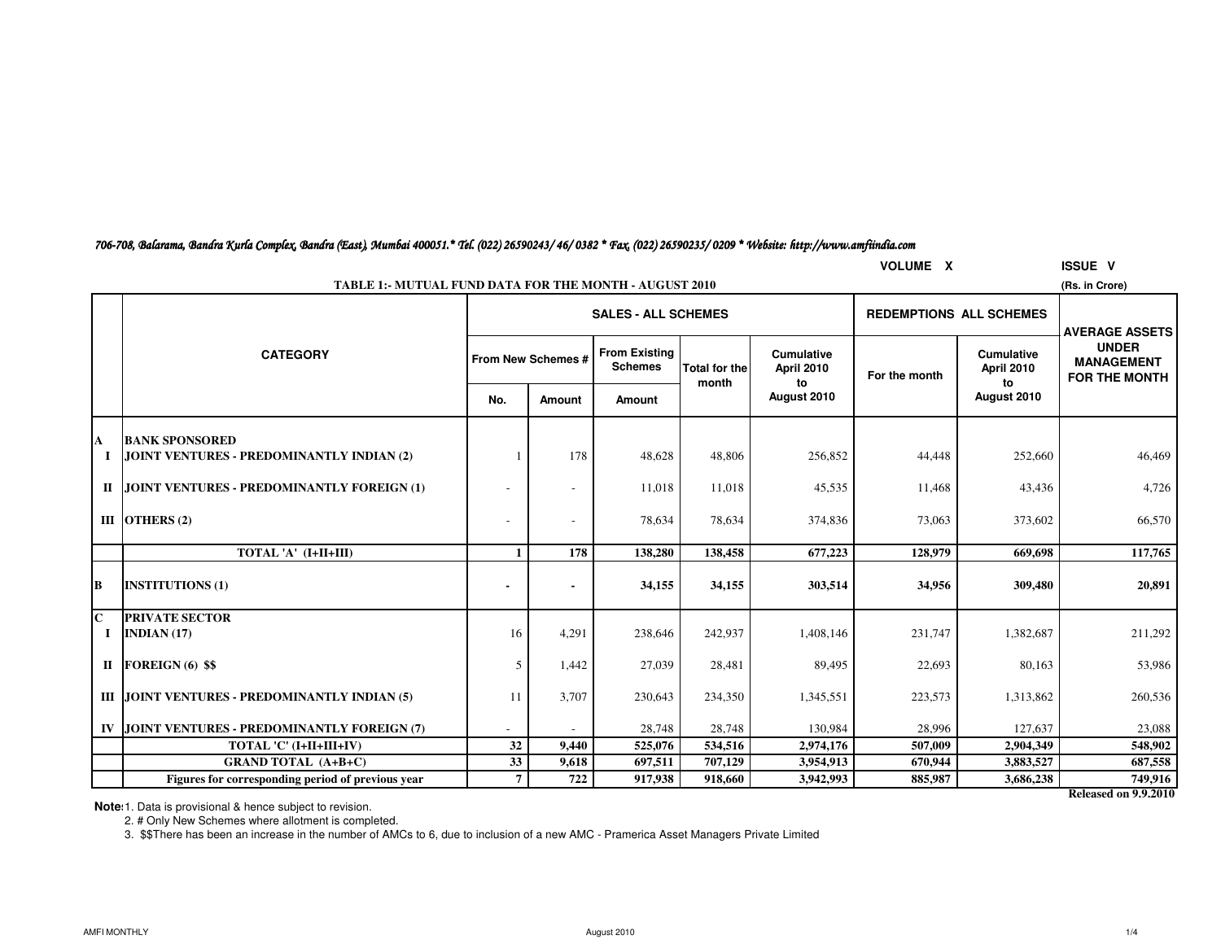*706-708, Balarama, Bandra Kurla Complex, Bandra (East), Mumbai 400051.* Tel. (022) 26590243/ 46/ 0382 * Fax. (022) 26590235/ 0209 * Website: http://www.amfiindia.com*

**VOLUME X** **ISSUE V**

**TABLE 1:- MUTUAL FUND DATA FOR THE MONTH - AUGUST 2010**

(Rs. in Crore)

| | CATEGORY | SALES - ALL SCHEMES | | | | | REDEMPTIONS ALL SCHEMES | | AVERAGE ASSETS UNDER MANAGEMENT FOR THE MONTH |
|---|---|---|---|---|---|---|---|---|---|
| | | From New Schemes # | | From Existing Schemes | Total for the month | Cumulative April 2010 to August 2010 | For the month | Cumulative April 2010 to August 2010 | |
| | | No. | Amount | Amount | | | | | |
| **A** | **BANK SPONSORED** | | | | | | | | |
| **I** | **JOINT VENTURES - PREDOMINANTLY INDIAN (2)** | 1 | 178 | 48,628 | 48,806 | 256,852 | 44,448 | 252,660 | 46,469 |
| **II** | **JOINT VENTURES - PREDOMINANTLY FOREIGN (1)** | - | - | 11,018 | 11,018 | 45,535 | 11,468 | 43,436 | 4,726 |
| **III** | **OTHERS (2)** | - | - | 78,634 | 78,634 | 374,836 | 73,063 | 373,602 | 66,570 |
| | **TOTAL 'A' (I+II+III)** | **1** | **178** | **138,280** | **138,458** | **677,223** | **128,979** | **669,698** | **117,765** |
| **B** | **INSTITUTIONS (1)** | **-** | **-** | **34,155** | **34,155** | **303,514** | **34,956** | **309,480** | **20,891** |
| **C** | **PRIVATE SECTOR** | | | | | | | | |
| **I** | **INDIAN (17)** | 16 | 4,291 | 238,646 | 242,937 | 1,408,146 | 231,747 | 1,382,687 | 211,292 |
| **II** | **FOREIGN (6) $$** | 5 | 1,442 | 27,039 | 28,481 | 89,495 | 22,693 | 80,163 | 53,986 |
| **III** | **JOINT VENTURES - PREDOMINANTLY INDIAN (5)** | 11 | 3,707 | 230,643 | 234,350 | 1,345,551 | 223,573 | 1,313,862 | 260,536 |
| **IV** | **JOINT VENTURES - PREDOMINANTLY FOREIGN (7)** | - | - | 28,748 | 28,748 | 130,984 | 28,996 | 127,637 | 23,088 |
| | **TOTAL 'C' (I+II+III+IV)** | **32** | **9,440** | **525,076** | **534,516** | **2,974,176** | **507,009** | **2,904,349** | **548,902** |
| | **GRAND TOTAL (A+B+C)** | **33** | **9,618** | **697,511** | **707,129** | **3,954,913** | **670,944** | **3,883,527** | **687,558** |
| | **Figures for corresponding period of previous year** | **7** | **722** | **917,938** | **918,660** | **3,942,993** | **885,987** | **3,686,238** | **749,916** |

**Released on 9.9.2010**

**Notes:** 1. Data is provisional & hence subject to revision.

2. # Only New Schemes where allotment is completed.

3. $$There has been an increase in the number of AMCs to 6, due to inclusion of a new AMC - Pramerica Asset Managers Private Limited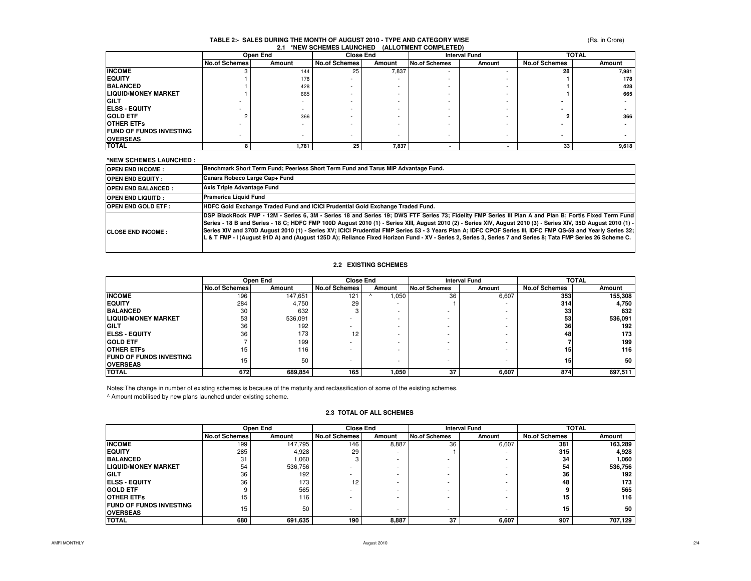## TABLE 2:- SALES DURING THE MONTH OF AUGUST 2010 - TYPE AND CATEGORY WISE

(Rs. in Crore)

### 2.1 *NEW SCHEMES LAUNCHED (ALLOTMENT COMPLETED)

| | Open End | | Close End | | Interval Fund | | TOTAL | |
|---|---|---|---|---|---|---|---|---|
| | No.of Schemes | Amount | No.of Schemes | Amount | No.of Schemes | Amount | No.of Schemes | Amount |
| **INCOME** | 3 | 144 | 25 | 7,837 | - | - | **28** | **7,981** |
| **EQUITY** | 1 | 178 | - | - | - | - | **1** | **178** |
| **BALANCED** | 1 | 428 | - | - | - | - | **1** | **428** |
| **LIQUID/MONEY MARKET** | 1 | 665 | - | - | - | - | **1** | **665** |
| **GILT** | - | - | - | - | - | - | **-** | **-** |
| **ELSS - EQUITY** | - | - | - | - | - | - | **-** | **-** |
| **GOLD ETF** | 2 | 366 | - | - | - | - | **2** | **366** |
| **OTHER ETFs** | - | - | - | - | - | - | **-** | **-** |
| **FUND OF FUNDS INVESTING OVERSEAS** | - | - | - | - | - | - | **-** | **-** |
| **TOTAL** | **8** | **1,781** | **25** | **7,837** | **-** | **-** | **33** | **9,618** |

**\*NEW SCHEMES LAUNCHED :**

| | |
|---|---|
| **OPEN END INCOME :** | Benchmark Short Term Fund; Peerless Short Term Fund and Tarus MIP Advantage Fund. |
| **OPEN END EQUITY :** | Canara Robeco Large Cap+ Fund |
| **OPEN END BALANCED :** | Axis Triple Advantage Fund |
| **OPEN END LIQUITD :** | Pramerica Liquid Fund |
| **OPEN END GOLD ETF :** | HDFC Gold Exchange Traded Fund and ICICI Prudential Gold Exchange Traded Fund. |
| **CLOSE END INCOME :** | DSP BlackRock FMP - 12M - Series 6, 3M - Series 18 and Series 19; DWS FTF Series 73; Fidelity FMP Series III Plan A and Plan B; Fortis Fixed Term Fund Series - 18 B and Series - 18 C; HDFC FMP 100D August 2010 (1) - Series XIII, August 2010 (2) - Series XIV, August 2010 (3) - Series XIV, 35D August 2010 (1) - Series XIV and 370D August 2010 (1) - Series XV; ICICI Prudential FMP Series 53 - 3 Years Plan A; IDFC CPOF Series III, IDFC FMP QS-59 and Yearly Series 32; L & T FMP - I (August 91D A) and (August 125D A); Reliance Fixed Horizon Fund - XV - Series 2, Series 3, Series 7 and Series 8; Tata FMP Series 26 Scheme C. |

### 2.2 EXISTING SCHEMES

| | Open End | | Close End | | Interval Fund | | TOTAL | |
|---|---|---|---|---|---|---|---|---|
| | No.of Schemes | Amount | No.of Schemes | Amount | No.of Schemes | Amount | No.of Schemes | Amount |
| **INCOME** | 196 | 147,651 | 121 | ^ 1,050 | 36 | 6,607 | **353** | **155,308** |
| **EQUITY** | 284 | 4,750 | 29 | - | 1 | - | **314** | **4,750** |
| **BALANCED** | 30 | 632 | 3 | - | - | - | **33** | **632** |
| **LIQUID/MONEY MARKET** | 53 | 536,091 | - | - | - | - | **53** | **536,091** |
| **GILT** | 36 | 192 | - | - | - | - | **36** | **192** |
| **ELSS - EQUITY** | 36 | 173 | 12 | - | - | - | **48** | **173** |
| **GOLD ETF** | 7 | 199 | - | - | - | - | **7** | **199** |
| **OTHER ETFs** | 15 | 116 | - | - | - | - | **15** | **116** |
| **FUND OF FUNDS INVESTING OVERSEAS** | 15 | 50 | - | - | - | - | **15** | **50** |
| **TOTAL** | **672** | **689,854** | **165** | **1,050** | **37** | **6,607** | **874** | **697,511** |

Notes:The change in number of existing schemes is because of the maturity and reclassification of some of the existing schemes.

^ Amount mobilised by new plans launched under existing scheme.

### 2.3 TOTAL OF ALL SCHEMES

| | Open End | | Close End | | Interval Fund | | TOTAL | |
|---|---|---|---|---|---|---|---|---|
| | No.of Schemes | Amount | No.of Schemes | Amount | No.of Schemes | Amount | No.of Schemes | Amount |
| **INCOME** | 199 | 147,795 | 146 | 8,887 | 36 | 6,607 | **381** | **163,289** |
| **EQUITY** | 285 | 4,928 | 29 | - | 1 | - | **315** | **4,928** |
| **BALANCED** | 31 | 1,060 | 3 | - | - | - | **34** | **1,060** |
| **LIQUID/MONEY MARKET** | 54 | 536,756 | - | - | - | - | **54** | **536,756** |
| **GILT** | 36 | 192 | - | - | - | - | **36** | **192** |
| **ELSS - EQUITY** | 36 | 173 | 12 | - | - | - | **48** | **173** |
| **GOLD ETF** | 9 | 565 | - | - | - | - | **9** | **565** |
| **OTHER ETFs** | 15 | 116 | - | - | - | - | **15** | **116** |
| **FUND OF FUNDS INVESTING OVERSEAS** | 15 | 50 | - | - | - | - | **15** | **50** |
| **TOTAL** | **680** | **691,635** | **190** | **8,887** | **37** | **6,607** | **907** | **707,129** |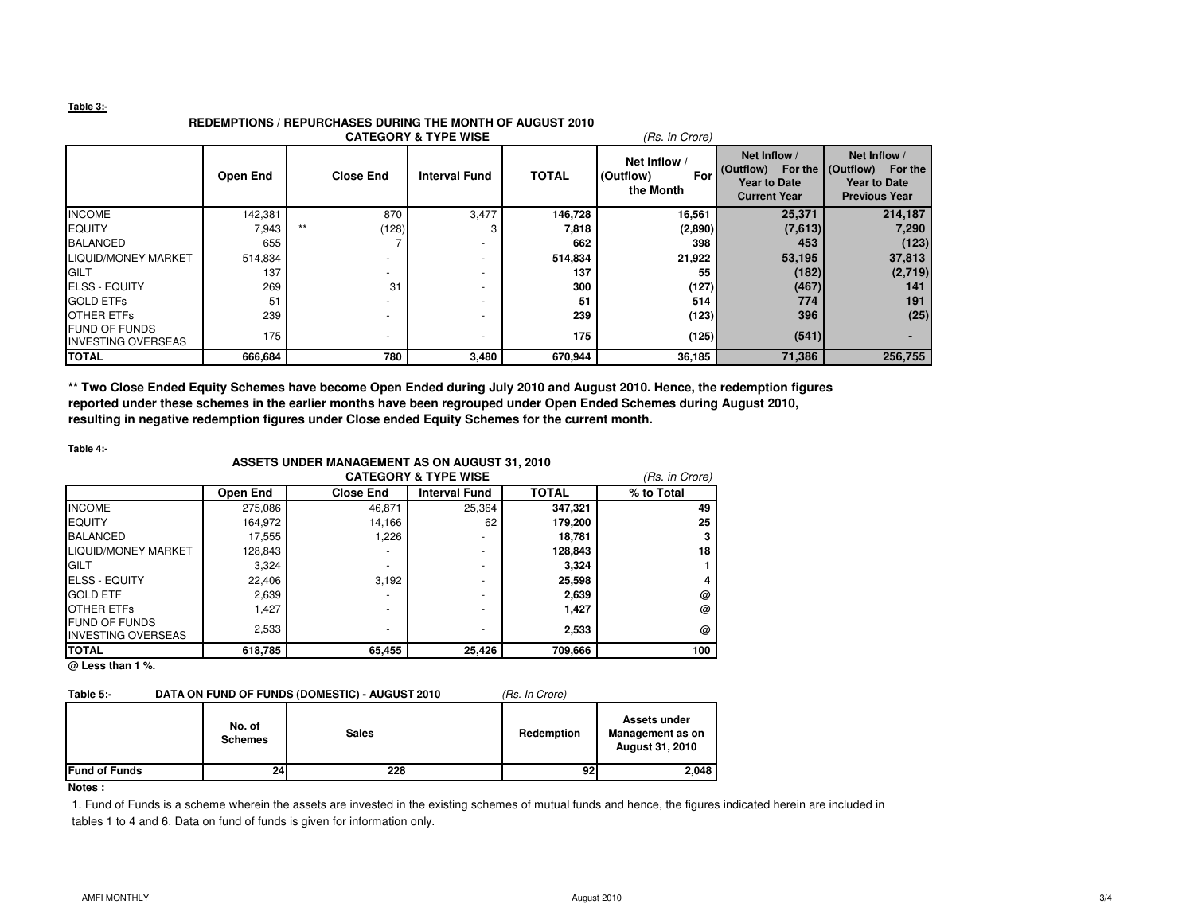**Table 3:-**

**REDEMPTIONS / REPURCHASES DURING THE MONTH OF AUGUST 2010**

**CATEGORY & TYPE WISE**

*(Rs. in Crore)*

| | Open End | Close End | Interval Fund | TOTAL | Net Inflow / (Outflow) For the Month | Net Inflow / (Outflow) For the Year to Date Current Year | Net Inflow / (Outflow) For the Year to Date Previous Year |
|---|---|---|---|---|---|---|---|
| INCOME | 142,381 | 870 | 3,477 | **146,728** | **16,561** | **25,371** | **214,187** |
| EQUITY | 7,943 | ** (128) | 3 | **7,818** | **(2,890)** | **(7,613)** | **7,290** |
| BALANCED | 655 | 7 | - | **662** | **398** | **453** | **(123)** |
| LIQUID/MONEY MARKET | 514,834 | - | - | **514,834** | **21,922** | **53,195** | **37,813** |
| GILT | 137 | - | - | **137** | **55** | **(182)** | **(2,719)** |
| ELSS - EQUITY | 269 | 31 | - | **300** | **(127)** | **(467)** | **141** |
| GOLD ETFs | 51 | - | - | **51** | **514** | **774** | **191** |
| OTHER ETFs | 239 | - | - | **239** | **(123)** | **396** | **(25)** |
| FUND OF FUNDS INVESTING OVERSEAS | 175 | - | - | **175** | **(125)** | **(541)** | **-** |
| **TOTAL** | **666,684** | **780** | **3,480** | **670,944** | **36,185** | **71,386** | **256,755** |

**** Two Close Ended Equity Schemes have become Open Ended during July 2010 and August 2010. Hence, the redemption figures reported under these schemes in the earlier months have been regrouped under Open Ended Schemes during August 2010, resulting in negative redemption figures under Close ended Equity Schemes for the current month.**

**Table 4:-**

**ASSETS UNDER MANAGEMENT AS ON AUGUST 31, 2010**

**CATEGORY & TYPE WISE**

*(Rs. in Crore)*

| | Open End | Close End | Interval Fund | TOTAL | % to Total |
|---|---|---|---|---|---|
| INCOME | 275,086 | 46,871 | 25,364 | **347,321** | **49** |
| EQUITY | 164,972 | 14,166 | 62 | **179,200** | **25** |
| BALANCED | 17,555 | 1,226 | - | **18,781** | **3** |
| LIQUID/MONEY MARKET | 128,843 | - | - | **128,843** | **18** |
| GILT | 3,324 | - | - | **3,324** | **1** |
| ELSS - EQUITY | 22,406 | 3,192 | - | **25,598** | **4** |
| GOLD ETF | 2,639 | - | - | **2,639** | **@** |
| OTHER ETFs | 1,427 | - | - | **1,427** | **@** |
| FUND OF FUNDS INVESTING OVERSEAS | 2,533 | - | - | **2,533** | **@** |
| **TOTAL** | **618,785** | **65,455** | **25,426** | **709,666** | **100** |

**@ Less than 1 %.**

**Table 5:- DATA ON FUND OF FUNDS (DOMESTIC) - AUGUST 2010** *(Rs. In Crore)*

| | No. of Schemes | Sales | Redemption | Assets under Management as on August 31, 2010 |
|---|---|---|---|---|
| **Fund of Funds** | **24** | **228** | **92** | **2,048** |

**Notes :**

1. Fund of Funds is a scheme wherein the assets are invested in the existing schemes of mutual funds and hence, the figures indicated herein are included in tables 1 to 4 and 6. Data on fund of funds is given for information only.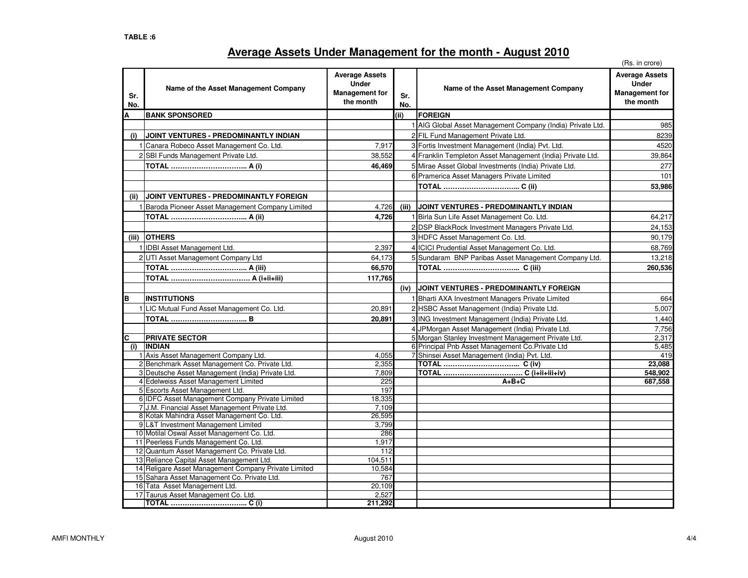TABLE :6

## Average Assets Under Management for the month - August 2010

(Rs. in crore)

| Sr. No. | Name of the Asset Management Company | Average Assets Under Management for the month | Sr. No. | Name of the Asset Management Company | Average Assets Under Management for the month |
|---|---|---|---|---|---|
| **A** | **BANK SPONSORED** | | **(ii)** | **FOREIGN** | |
| | | | 1 | AIG Global Asset Management Company (India) Private Ltd. | 985 |
| **(i)** | **JOINT VENTURES - PREDOMINANTLY INDIAN** | | 2 | FIL Fund Management Private Ltd. | 8239 |
| 1 | Canara Robeco Asset Management Co. Ltd. | 7,917 | 3 | Fortis Investment Management (India) Pvt. Ltd. | 4520 |
| 2 | SBI Funds Management Private Ltd. | 38,552 | 4 | Franklin Templeton Asset Management (India) Private Ltd. | 39,864 |
| | **TOTAL ………………………….. A (i)** | **46,469** | 5 | Mirae Asset Global Investments (India) Private Ltd. | 277 |
| | | | 6 | Pramerica Asset Managers Private Limited | 101 |
| | | | | **TOTAL ………………………….. C (ii)** | **53,986** |
| **(ii)** | **JOINT VENTURES - PREDOMINANTLY FOREIGN** | | | | |
| 1 | Baroda Pioneer Asset Management Company Limited | 4,726 | **(iii)** | **JOINT VENTURES - PREDOMINANTLY INDIAN** | |
| | **TOTAL ………………………….. A (ii)** | **4,726** | 1 | Birla Sun Life Asset Management Co. Ltd. | 64,217 |
| | | | 2 | DSP BlackRock Investment Managers Private Ltd. | 24,153 |
| **(iii)** | **OTHERS** | | 3 | HDFC Asset Management Co. Ltd. | 90,179 |
| 1 | IDBI Asset Management Ltd. | 2,397 | 4 | ICICI Prudential Asset Management Co. Ltd. | 68,769 |
| 2 | UTI Asset Management Company Ltd | 64,173 | 5 | Sundaram BNP Paribas Asset Management Company Ltd. | 13,218 |
| | **TOTAL ………………………….. A (iii)** | **66,570** | | **TOTAL ………………………….. C (iii)** | **260,536** |
| | **TOTAL …………………………… A (i+ii+iii)** | **117,765** | | | |
| | | | **(iv)** | **JOINT VENTURES - PREDOMINANTLY FOREIGN** | |
| **B** | **INSTITUTIONS** | | 1 | Bharti AXA Investment Managers Private Limited | 664 |
| 1 | LIC Mutual Fund Asset Management Co. Ltd. | 20,891 | 2 | HSBC Asset Management (India) Private Ltd. | 5,007 |
| | **TOTAL ………………………….. B** | **20,891** | 3 | ING Investment Management (India) Private Ltd. | 1,440 |
| | | | 4 | JPMorgan Asset Management (India) Private Ltd. | 7,756 |
| **C** | **PRIVATE SECTOR** | | 5 | Morgan Stanley Investment Management Private Ltd. | 2,317 |
| **(i)** | **INDIAN** | | 6 | Principal Pnb Asset Management Co.Private Ltd | 5,485 |
| 1 | Axis Asset Management Company Ltd. | 4,055 | 7 | Shinsei Asset Management (India) Pvt. Ltd. | 419 |
| 2 | Benchmark Asset Management Co. Private Ltd. | 2,355 | | **TOTAL ………………………….. C (iv)** | **23,088** |
| 3 | Deutsche Asset Management (India) Private Ltd. | 7,809 | | **TOTAL …………………………… C (i+ii+iii+iv)** | **548,902** |
| 4 | Edelweiss Asset Management Limited | 225 | | **A+B+C** | **687,558** |
| 5 | Escorts Asset Management Ltd. | 197 | | | |
| 6 | IDFC Asset Management Company Private Limited | 18,335 | | | |
| 7 | J.M. Financial Asset Management Private Ltd. | 7,109 | | | |
| 8 | Kotak Mahindra Asset Management Co. Ltd. | 26,595 | | | |
| 9 | L&T Investment Management Limited | 3,799 | | | |
| 10 | Motilal Oswal Asset Management Co. Ltd. | 286 | | | |
| 11 | Peerless Funds Management Co. Ltd. | 1,917 | | | |
| 12 | Quantum Asset Management Co. Private Ltd. | 112 | | | |
| 13 | Reliance Capital Asset Management Ltd. | 104,511 | | | |
| 14 | Religare Asset Management Company Private Limited | 10,584 | | | |
| 15 | Sahara Asset Management Co. Private Ltd. | 767 | | | |
| 16 | Tata Asset Management Ltd. | 20,109 | | | |
| 17 | Taurus Asset Management Co. Ltd. | 2,527 | | | |
| | **TOTAL ………………………….. C (i)** | **211,292** | | | |